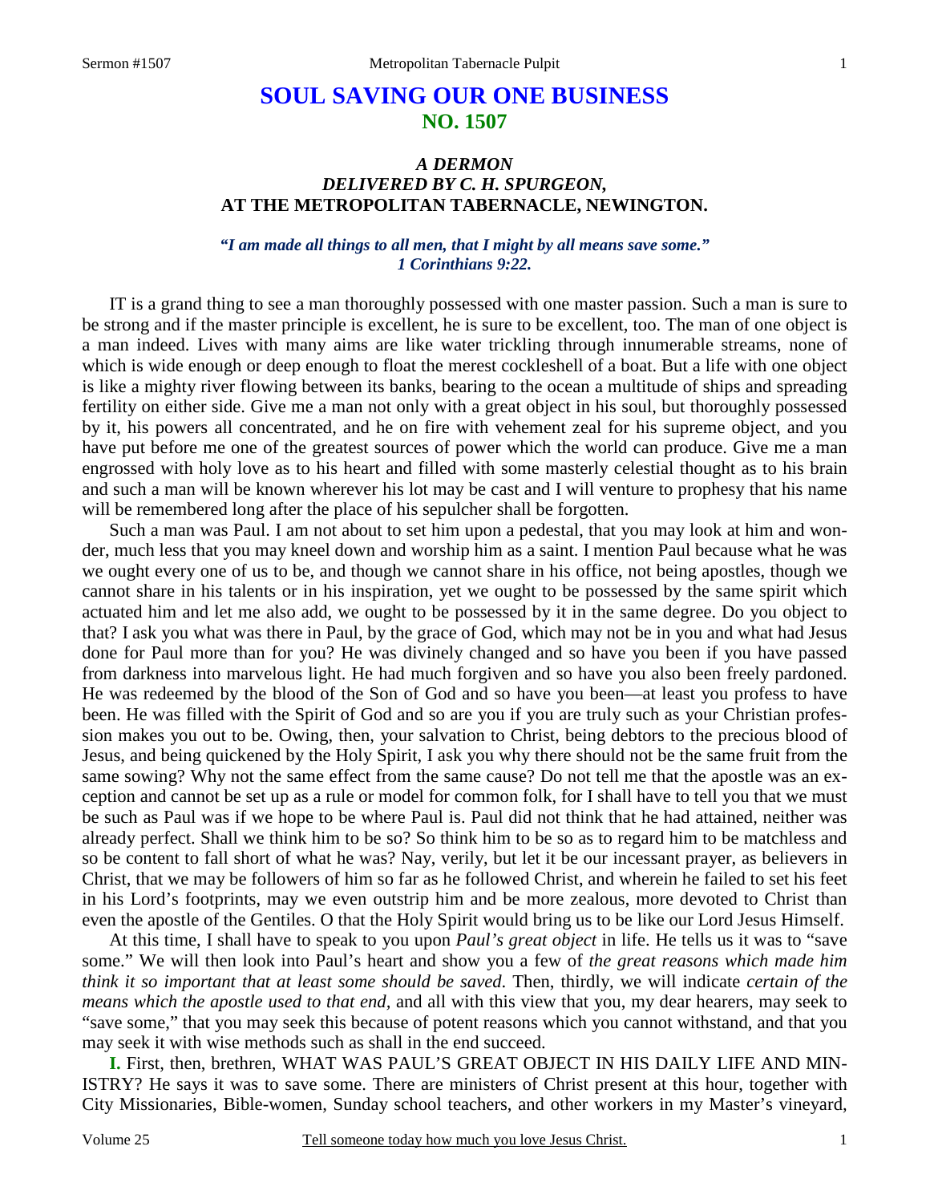# SOUL SAVING OUR ONE BUSINESS
## NO. 1507

### *A DERMON*
### *DELIVERED BY C. H. SPURGEON,*
### AT THE METROPOLITAN TABERNACLE, NEWINGTON.

***"I am made all things to all men, that I might by all means save some." 1 Corinthians 9:22.***

IT is a grand thing to see a man thoroughly possessed with one master passion. Such a man is sure to be strong and if the master principle is excellent, he is sure to be excellent, too. The man of one object is a man indeed. Lives with many aims are like water trickling through innumerable streams, none of which is wide enough or deep enough to float the merest cockleshell of a boat. But a life with one object is like a mighty river flowing between its banks, bearing to the ocean a multitude of ships and spreading fertility on either side. Give me a man not only with a great object in his soul, but thoroughly possessed by it, his powers all concentrated, and he on fire with vehement zeal for his supreme object, and you have put before me one of the greatest sources of power which the world can produce. Give me a man engrossed with holy love as to his heart and filled with some masterly celestial thought as to his brain and such a man will be known wherever his lot may be cast and I will venture to prophesy that his name will be remembered long after the place of his sepulcher shall be forgotten.

Such a man was Paul. I am not about to set him upon a pedestal, that you may look at him and wonder, much less that you may kneel down and worship him as a saint. I mention Paul because what he was we ought every one of us to be, and though we cannot share in his office, not being apostles, though we cannot share in his talents or in his inspiration, yet we ought to be possessed by the same spirit which actuated him and let me also add, we ought to be possessed by it in the same degree. Do you object to that? I ask you what was there in Paul, by the grace of God, which may not be in you and what had Jesus done for Paul more than for you? He was divinely changed and so have you been if you have passed from darkness into marvelous light. He had much forgiven and so have you also been freely pardoned. He was redeemed by the blood of the Son of God and so have you been—at least you profess to have been. He was filled with the Spirit of God and so are you if you are truly such as your Christian profession makes you out to be. Owing, then, your salvation to Christ, being debtors to the precious blood of Jesus, and being quickened by the Holy Spirit, I ask you why there should not be the same fruit from the same sowing? Why not the same effect from the same cause? Do not tell me that the apostle was an exception and cannot be set up as a rule or model for common folk, for I shall have to tell you that we must be such as Paul was if we hope to be where Paul is. Paul did not think that he had attained, neither was already perfect. Shall we think him to be so? So think him to be so as to regard him to be matchless and so be content to fall short of what he was? Nay, verily, but let it be our incessant prayer, as believers in Christ, that we may be followers of him so far as he followed Christ, and wherein he failed to set his feet in his Lord's footprints, may we even outstrip him and be more zealous, more devoted to Christ than even the apostle of the Gentiles. O that the Holy Spirit would bring us to be like our Lord Jesus Himself.

At this time, I shall have to speak to you upon *Paul's great object* in life. He tells us it was to "save some." We will then look into Paul's heart and show you a few of *the great reasons which made him think it so important that at least some should be saved.* Then, thirdly, we will indicate *certain of the means which the apostle used to that end,* and all with this view that you, my dear hearers, may seek to "save some," that you may seek this because of potent reasons which you cannot withstand, and that you may seek it with wise methods such as shall in the end succeed.

**I.** First, then, brethren, WHAT WAS PAUL'S GREAT OBJECT IN HIS DAILY LIFE AND MINISTRY? He says it was to save some. There are ministers of Christ present at this hour, together with City Missionaries, Bible-women, Sunday school teachers, and other workers in my Master's vineyard,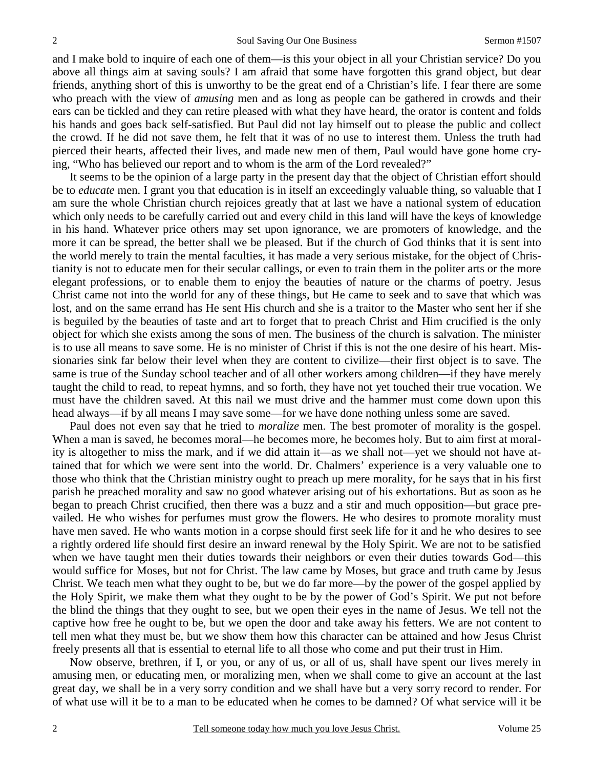and I make bold to inquire of each one of them—is this your object in all your Christian service? Do you above all things aim at saving souls? I am afraid that some have forgotten this grand object, but dear friends, anything short of this is unworthy to be the great end of a Christian's life. I fear there are some who preach with the view of *amusing* men and as long as people can be gathered in crowds and their ears can be tickled and they can retire pleased with what they have heard, the orator is content and folds his hands and goes back self-satisfied. But Paul did not lay himself out to please the public and collect the crowd. If he did not save them, he felt that it was of no use to interest them. Unless the truth had pierced their hearts, affected their lives, and made new men of them, Paul would have gone home crying, "Who has believed our report and to whom is the arm of the Lord revealed?"

It seems to be the opinion of a large party in the present day that the object of Christian effort should be to *educate* men. I grant you that education is in itself an exceedingly valuable thing, so valuable that I am sure the whole Christian church rejoices greatly that at last we have a national system of education which only needs to be carefully carried out and every child in this land will have the keys of knowledge in his hand. Whatever price others may set upon ignorance, we are promoters of knowledge, and the more it can be spread, the better shall we be pleased. But if the church of God thinks that it is sent into the world merely to train the mental faculties, it has made a very serious mistake, for the object of Christianity is not to educate men for their secular callings, or even to train them in the politer arts or the more elegant professions, or to enable them to enjoy the beauties of nature or the charms of poetry. Jesus Christ came not into the world for any of these things, but He came to seek and to save that which was lost, and on the same errand has He sent His church and she is a traitor to the Master who sent her if she is beguiled by the beauties of taste and art to forget that to preach Christ and Him crucified is the only object for which she exists among the sons of men. The business of the church is salvation. The minister is to use all means to save some. He is no minister of Christ if this is not the one desire of his heart. Missionaries sink far below their level when they are content to civilize—their first object is to save. The same is true of the Sunday school teacher and of all other workers among children—if they have merely taught the child to read, to repeat hymns, and so forth, they have not yet touched their true vocation. We must have the children saved. At this nail we must drive and the hammer must come down upon this head always—if by all means I may save some—for we have done nothing unless some are saved.

Paul does not even say that he tried to *moralize* men. The best promoter of morality is the gospel. When a man is saved, he becomes moral—he becomes more, he becomes holy. But to aim first at morality is altogether to miss the mark, and if we did attain it—as we shall not—yet we should not have attained that for which we were sent into the world. Dr. Chalmers' experience is a very valuable one to those who think that the Christian ministry ought to preach up mere morality, for he says that in his first parish he preached morality and saw no good whatever arising out of his exhortations. But as soon as he began to preach Christ crucified, then there was a buzz and a stir and much opposition—but grace prevailed. He who wishes for perfumes must grow the flowers. He who desires to promote morality must have men saved. He who wants motion in a corpse should first seek life for it and he who desires to see a rightly ordered life should first desire an inward renewal by the Holy Spirit. We are not to be satisfied when we have taught men their duties towards their neighbors or even their duties towards God—this would suffice for Moses, but not for Christ. The law came by Moses, but grace and truth came by Jesus Christ. We teach men what they ought to be, but we do far more—by the power of the gospel applied by the Holy Spirit, we make them what they ought to be by the power of God's Spirit. We put not before the blind the things that they ought to see, but we open their eyes in the name of Jesus. We tell not the captive how free he ought to be, but we open the door and take away his fetters. We are not content to tell men what they must be, but we show them how this character can be attained and how Jesus Christ freely presents all that is essential to eternal life to all those who come and put their trust in Him.

Now observe, brethren, if I, or you, or any of us, or all of us, shall have spent our lives merely in amusing men, or educating men, or moralizing men, when we shall come to give an account at the last great day, we shall be in a very sorry condition and we shall have but a very sorry record to render. For of what use will it be to a man to be educated when he comes to be damned? Of what service will it be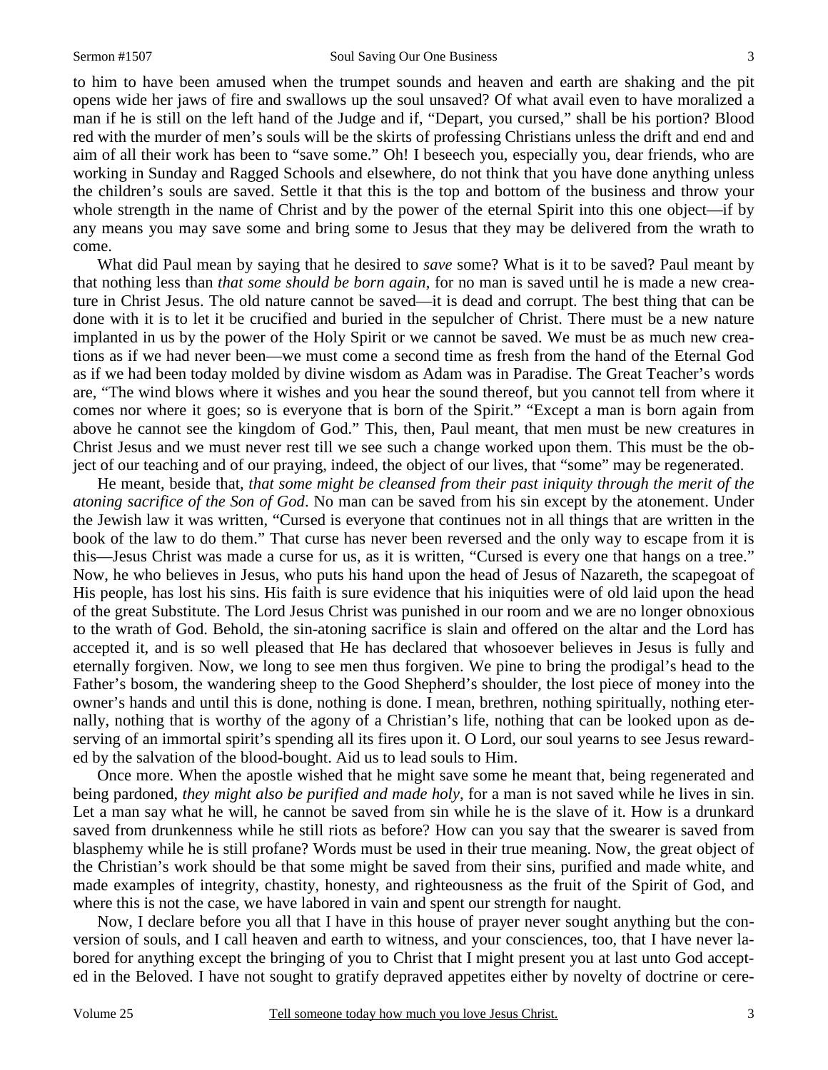to him to have been amused when the trumpet sounds and heaven and earth are shaking and the pit opens wide her jaws of fire and swallows up the soul unsaved? Of what avail even to have moralized a man if he is still on the left hand of the Judge and if, "Depart, you cursed," shall be his portion? Blood red with the murder of men's souls will be the skirts of professing Christians unless the drift and end and aim of all their work has been to "save some." Oh! I beseech you, especially you, dear friends, who are working in Sunday and Ragged Schools and elsewhere, do not think that you have done anything unless the children's souls are saved. Settle it that this is the top and bottom of the business and throw your whole strength in the name of Christ and by the power of the eternal Spirit into this one object—if by any means you may save some and bring some to Jesus that they may be delivered from the wrath to come.

What did Paul mean by saying that he desired to *save* some? What is it to be saved? Paul meant by that nothing less than *that some should be born again,* for no man is saved until he is made a new creature in Christ Jesus. The old nature cannot be saved—it is dead and corrupt. The best thing that can be done with it is to let it be crucified and buried in the sepulcher of Christ. There must be a new nature implanted in us by the power of the Holy Spirit or we cannot be saved. We must be as much new creations as if we had never been—we must come a second time as fresh from the hand of the Eternal God as if we had been today molded by divine wisdom as Adam was in Paradise. The Great Teacher's words are, "The wind blows where it wishes and you hear the sound thereof, but you cannot tell from where it comes nor where it goes; so is everyone that is born of the Spirit." "Except a man is born again from above he cannot see the kingdom of God." This, then, Paul meant, that men must be new creatures in Christ Jesus and we must never rest till we see such a change worked upon them. This must be the object of our teaching and of our praying, indeed, the object of our lives, that "some" may be regenerated.

He meant, beside that, *that some might be cleansed from their past iniquity through the merit of the atoning sacrifice of the Son of God*. No man can be saved from his sin except by the atonement. Under the Jewish law it was written, "Cursed is everyone that continues not in all things that are written in the book of the law to do them." That curse has never been reversed and the only way to escape from it is this—Jesus Christ was made a curse for us, as it is written, "Cursed is every one that hangs on a tree." Now, he who believes in Jesus, who puts his hand upon the head of Jesus of Nazareth, the scapegoat of His people, has lost his sins. His faith is sure evidence that his iniquities were of old laid upon the head of the great Substitute. The Lord Jesus Christ was punished in our room and we are no longer obnoxious to the wrath of God. Behold, the sin-atoning sacrifice is slain and offered on the altar and the Lord has accepted it, and is so well pleased that He has declared that whosoever believes in Jesus is fully and eternally forgiven. Now, we long to see men thus forgiven. We pine to bring the prodigal's head to the Father's bosom, the wandering sheep to the Good Shepherd's shoulder, the lost piece of money into the owner's hands and until this is done, nothing is done. I mean, brethren, nothing spiritually, nothing eternally, nothing that is worthy of the agony of a Christian's life, nothing that can be looked upon as deserving of an immortal spirit's spending all its fires upon it. O Lord, our soul yearns to see Jesus rewarded by the salvation of the blood-bought. Aid us to lead souls to Him.

Once more. When the apostle wished that he might save some he meant that, being regenerated and being pardoned, *they might also be purified and made holy,* for a man is not saved while he lives in sin. Let a man say what he will, he cannot be saved from sin while he is the slave of it. How is a drunkard saved from drunkenness while he still riots as before? How can you say that the swearer is saved from blasphemy while he is still profane? Words must be used in their true meaning. Now, the great object of the Christian's work should be that some might be saved from their sins, purified and made white, and made examples of integrity, chastity, honesty, and righteousness as the fruit of the Spirit of God, and where this is not the case, we have labored in vain and spent our strength for naught.

Now, I declare before you all that I have in this house of prayer never sought anything but the conversion of souls, and I call heaven and earth to witness, and your consciences, too, that I have never labored for anything except the bringing of you to Christ that I might present you at last unto God accepted in the Beloved. I have not sought to gratify depraved appetites either by novelty of doctrine or cere-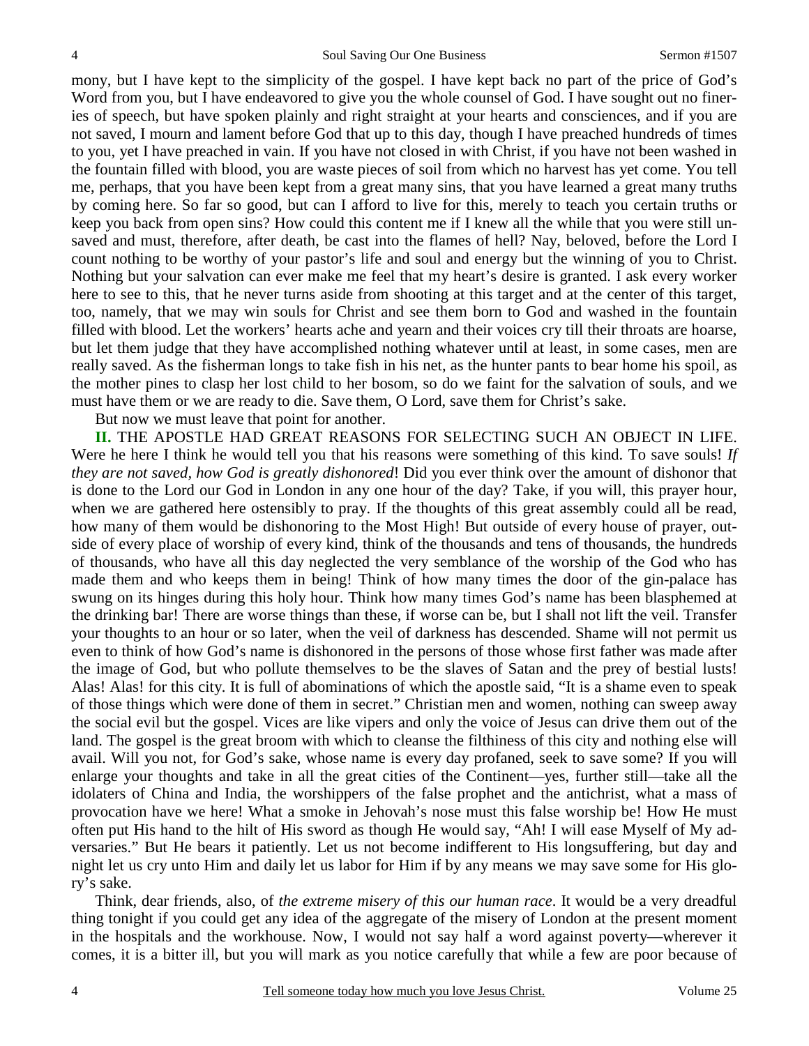mony, but I have kept to the simplicity of the gospel. I have kept back no part of the price of God's Word from you, but I have endeavored to give you the whole counsel of God. I have sought out no fineries of speech, but have spoken plainly and right straight at your hearts and consciences, and if you are not saved, I mourn and lament before God that up to this day, though I have preached hundreds of times to you, yet I have preached in vain. If you have not closed in with Christ, if you have not been washed in the fountain filled with blood, you are waste pieces of soil from which no harvest has yet come. You tell me, perhaps, that you have been kept from a great many sins, that you have learned a great many truths by coming here. So far so good, but can I afford to live for this, merely to teach you certain truths or keep you back from open sins? How could this content me if I knew all the while that you were still unsaved and must, therefore, after death, be cast into the flames of hell? Nay, beloved, before the Lord I count nothing to be worthy of your pastor's life and soul and energy but the winning of you to Christ. Nothing but your salvation can ever make me feel that my heart's desire is granted. I ask every worker here to see to this, that he never turns aside from shooting at this target and at the center of this target, too, namely, that we may win souls for Christ and see them born to God and washed in the fountain filled with blood. Let the workers' hearts ache and yearn and their voices cry till their throats are hoarse, but let them judge that they have accomplished nothing whatever until at least, in some cases, men are really saved. As the fisherman longs to take fish in his net, as the hunter pants to bear home his spoil, as the mother pines to clasp her lost child to her bosom, so do we faint for the salvation of souls, and we must have them or we are ready to die. Save them, O Lord, save them for Christ's sake.

But now we must leave that point for another.

**II.** THE APOSTLE HAD GREAT REASONS FOR SELECTING SUCH AN OBJECT IN LIFE. Were he here I think he would tell you that his reasons were something of this kind. To save souls! *If they are not saved, how God is greatly dishonored*! Did you ever think over the amount of dishonor that is done to the Lord our God in London in any one hour of the day? Take, if you will, this prayer hour, when we are gathered here ostensibly to pray. If the thoughts of this great assembly could all be read, how many of them would be dishonoring to the Most High! But outside of every house of prayer, outside of every place of worship of every kind, think of the thousands and tens of thousands, the hundreds of thousands, who have all this day neglected the very semblance of the worship of the God who has made them and who keeps them in being! Think of how many times the door of the gin-palace has swung on its hinges during this holy hour. Think how many times God's name has been blasphemed at the drinking bar! There are worse things than these, if worse can be, but I shall not lift the veil. Transfer your thoughts to an hour or so later, when the veil of darkness has descended. Shame will not permit us even to think of how God's name is dishonored in the persons of those whose first father was made after the image of God, but who pollute themselves to be the slaves of Satan and the prey of bestial lusts! Alas! Alas! for this city. It is full of abominations of which the apostle said, "It is a shame even to speak of those things which were done of them in secret." Christian men and women, nothing can sweep away the social evil but the gospel. Vices are like vipers and only the voice of Jesus can drive them out of the land. The gospel is the great broom with which to cleanse the filthiness of this city and nothing else will avail. Will you not, for God's sake, whose name is every day profaned, seek to save some? If you will enlarge your thoughts and take in all the great cities of the Continent—yes, further still—take all the idolaters of China and India, the worshippers of the false prophet and the antichrist, what a mass of provocation have we here! What a smoke in Jehovah's nose must this false worship be! How He must often put His hand to the hilt of His sword as though He would say, "Ah! I will ease Myself of My adversaries." But He bears it patiently. Let us not become indifferent to His longsuffering, but day and night let us cry unto Him and daily let us labor for Him if by any means we may save some for His glory's sake.

Think, dear friends, also, of *the extreme misery of this our human race*. It would be a very dreadful thing tonight if you could get any idea of the aggregate of the misery of London at the present moment in the hospitals and the workhouse. Now, I would not say half a word against poverty—wherever it comes, it is a bitter ill, but you will mark as you notice carefully that while a few are poor because of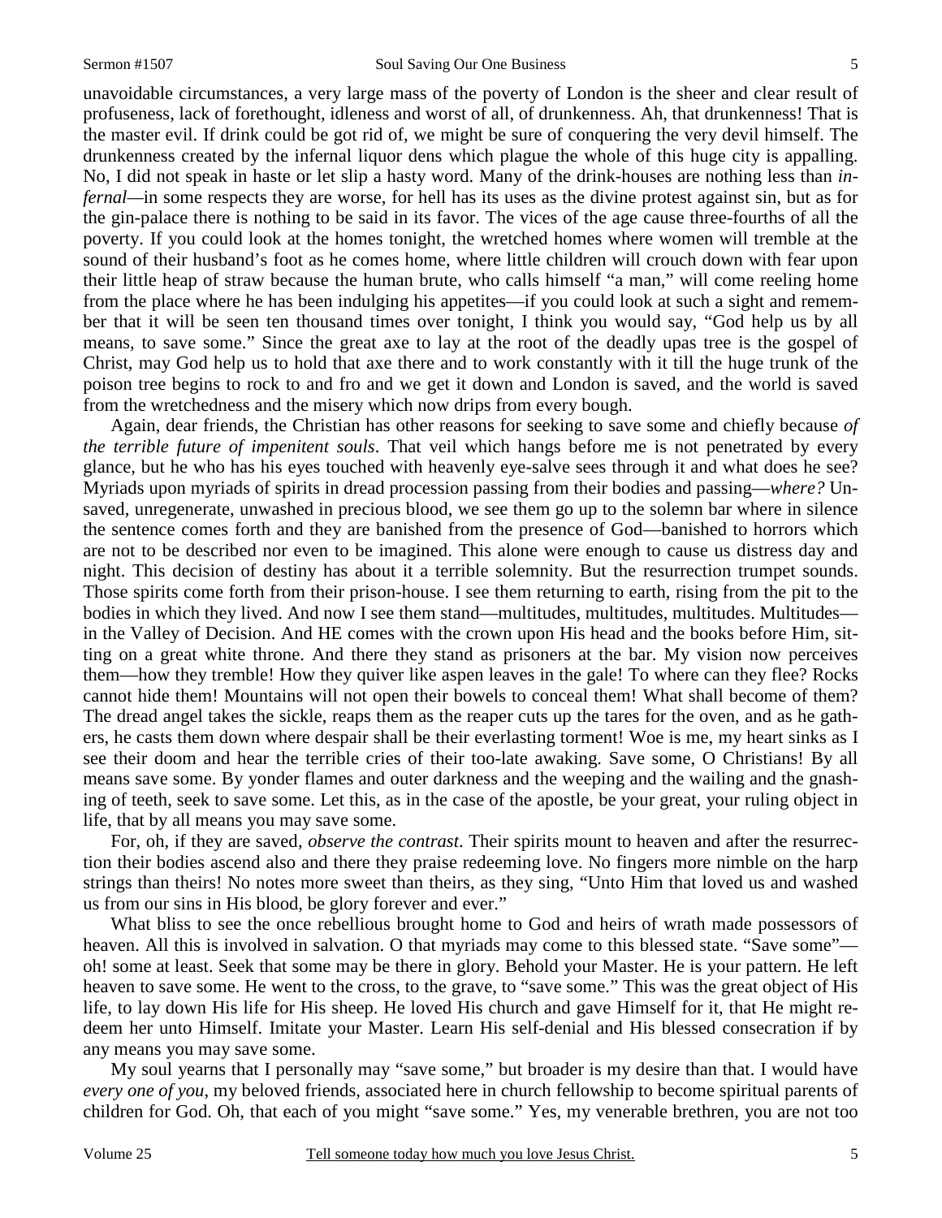unavoidable circumstances, a very large mass of the poverty of London is the sheer and clear result of profuseness, lack of forethought, idleness and worst of all, of drunkenness. Ah, that drunkenness! That is the master evil. If drink could be got rid of, we might be sure of conquering the very devil himself. The drunkenness created by the infernal liquor dens which plague the whole of this huge city is appalling. No, I did not speak in haste or let slip a hasty word. Many of the drink-houses are nothing less than *infernal*—in some respects they are worse, for hell has its uses as the divine protest against sin, but as for the gin-palace there is nothing to be said in its favor. The vices of the age cause three-fourths of all the poverty. If you could look at the homes tonight, the wretched homes where women will tremble at the sound of their husband's foot as he comes home, where little children will crouch down with fear upon their little heap of straw because the human brute, who calls himself "a man," will come reeling home from the place where he has been indulging his appetites—if you could look at such a sight and remember that it will be seen ten thousand times over tonight, I think you would say, "God help us by all means, to save some." Since the great axe to lay at the root of the deadly upas tree is the gospel of Christ, may God help us to hold that axe there and to work constantly with it till the huge trunk of the poison tree begins to rock to and fro and we get it down and London is saved, and the world is saved from the wretchedness and the misery which now drips from every bough.

Again, dear friends, the Christian has other reasons for seeking to save some and chiefly because *of the terrible future of impenitent souls*. That veil which hangs before me is not penetrated by every glance, but he who has his eyes touched with heavenly eye-salve sees through it and what does he see? Myriads upon myriads of spirits in dread procession passing from their bodies and passing—*where?* Unsaved, unregenerate, unwashed in precious blood, we see them go up to the solemn bar where in silence the sentence comes forth and they are banished from the presence of God—banished to horrors which are not to be described nor even to be imagined. This alone were enough to cause us distress day and night. This decision of destiny has about it a terrible solemnity. But the resurrection trumpet sounds. Those spirits come forth from their prison-house. I see them returning to earth, rising from the pit to the bodies in which they lived. And now I see them stand—multitudes, multitudes, multitudes. Multitudes—in the Valley of Decision. And HE comes with the crown upon His head and the books before Him, sitting on a great white throne. And there they stand as prisoners at the bar. My vision now perceives them—how they tremble! How they quiver like aspen leaves in the gale! To where can they flee? Rocks cannot hide them! Mountains will not open their bowels to conceal them! What shall become of them? The dread angel takes the sickle, reaps them as the reaper cuts up the tares for the oven, and as he gathers, he casts them down where despair shall be their everlasting torment! Woe is me, my heart sinks as I see their doom and hear the terrible cries of their too-late awaking. Save some, O Christians! By all means save some. By yonder flames and outer darkness and the weeping and the wailing and the gnashing of teeth, seek to save some. Let this, as in the case of the apostle, be your great, your ruling object in life, that by all means you may save some.

For, oh, if they are saved, *observe the contrast*. Their spirits mount to heaven and after the resurrection their bodies ascend also and there they praise redeeming love. No fingers more nimble on the harp strings than theirs! No notes more sweet than theirs, as they sing, "Unto Him that loved us and washed us from our sins in His blood, be glory forever and ever."

What bliss to see the once rebellious brought home to God and heirs of wrath made possessors of heaven. All this is involved in salvation. O that myriads may come to this blessed state. "Save some"—oh! some at least. Seek that some may be there in glory. Behold your Master. He is your pattern. He left heaven to save some. He went to the cross, to the grave, to "save some." This was the great object of His life, to lay down His life for His sheep. He loved His church and gave Himself for it, that He might redeem her unto Himself. Imitate your Master. Learn His self-denial and His blessed consecration if by any means you may save some.

My soul yearns that I personally may "save some," but broader is my desire than that. I would have *every one of you*, my beloved friends, associated here in church fellowship to become spiritual parents of children for God. Oh, that each of you might "save some." Yes, my venerable brethren, you are not too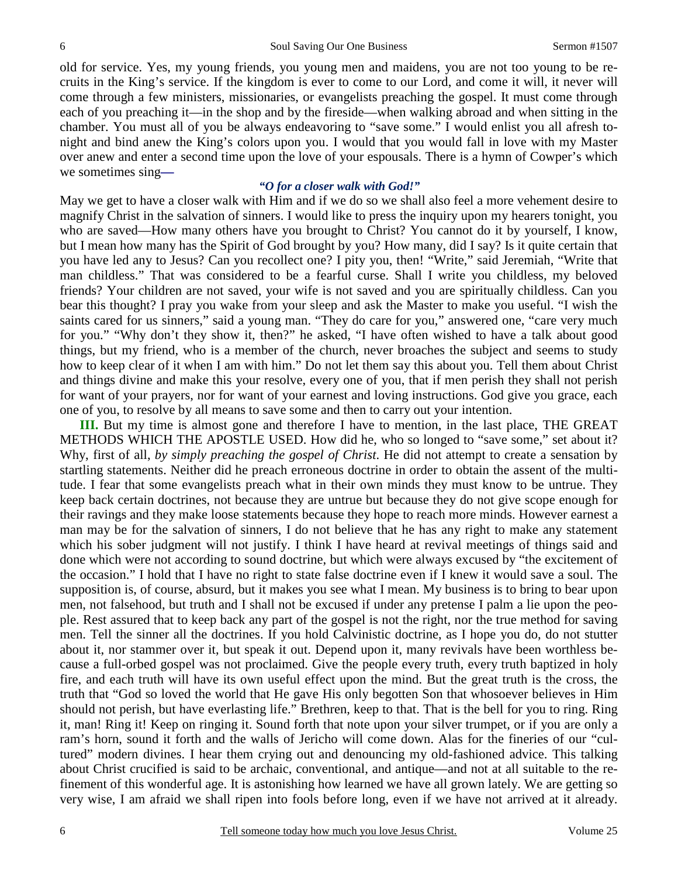old for service. Yes, my young friends, you young men and maidens, you are not too young to be recruits in the King's service. If the kingdom is ever to come to our Lord, and come it will, it never will come through a few ministers, missionaries, or evangelists preaching the gospel. It must come through each of you preaching it—in the shop and by the fireside—when walking abroad and when sitting in the chamber. You must all of you be always endeavoring to "save some." I would enlist you all afresh tonight and bind anew the King's colors upon you. I would that you would fall in love with my Master over anew and enter a second time upon the love of your espousals. There is a hymn of Cowper's which we sometimes sing—

*"O for a closer walk with God!"*

May we get to have a closer walk with Him and if we do so we shall also feel a more vehement desire to magnify Christ in the salvation of sinners. I would like to press the inquiry upon my hearers tonight, you who are saved—How many others have you brought to Christ? You cannot do it by yourself, I know, but I mean how many has the Spirit of God brought by you? How many, did I say? Is it quite certain that you have led any to Jesus? Can you recollect one? I pity you, then! "Write," said Jeremiah, "Write that man childless." That was considered to be a fearful curse. Shall I write you childless, my beloved friends? Your children are not saved, your wife is not saved and you are spiritually childless. Can you bear this thought? I pray you wake from your sleep and ask the Master to make you useful. "I wish the saints cared for us sinners," said a young man. "They do care for you," answered one, "care very much for you." "Why don't they show it, then?" he asked, "I have often wished to have a talk about good things, but my friend, who is a member of the church, never broaches the subject and seems to study how to keep clear of it when I am with him." Do not let them say this about you. Tell them about Christ and things divine and make this your resolve, every one of you, that if men perish they shall not perish for want of your prayers, nor for want of your earnest and loving instructions. God give you grace, each one of you, to resolve by all means to save some and then to carry out your intention.

**III.** But my time is almost gone and therefore I have to mention, in the last place, THE GREAT METHODS WHICH THE APOSTLE USED. How did he, who so longed to "save some," set about it? Why, first of all, *by simply preaching the gospel of Christ*. He did not attempt to create a sensation by startling statements. Neither did he preach erroneous doctrine in order to obtain the assent of the multitude. I fear that some evangelists preach what in their own minds they must know to be untrue. They keep back certain doctrines, not because they are untrue but because they do not give scope enough for their ravings and they make loose statements because they hope to reach more minds. However earnest a man may be for the salvation of sinners, I do not believe that he has any right to make any statement which his sober judgment will not justify. I think I have heard at revival meetings of things said and done which were not according to sound doctrine, but which were always excused by "the excitement of the occasion." I hold that I have no right to state false doctrine even if I knew it would save a soul. The supposition is, of course, absurd, but it makes you see what I mean. My business is to bring to bear upon men, not falsehood, but truth and I shall not be excused if under any pretense I palm a lie upon the people. Rest assured that to keep back any part of the gospel is not the right, nor the true method for saving men. Tell the sinner all the doctrines. If you hold Calvinistic doctrine, as I hope you do, do not stutter about it, nor stammer over it, but speak it out. Depend upon it, many revivals have been worthless because a full-orbed gospel was not proclaimed. Give the people every truth, every truth baptized in holy fire, and each truth will have its own useful effect upon the mind. But the great truth is the cross, the truth that "God so loved the world that He gave His only begotten Son that whosoever believes in Him should not perish, but have everlasting life." Brethren, keep to that. That is the bell for you to ring. Ring it, man! Ring it! Keep on ringing it. Sound forth that note upon your silver trumpet, or if you are only a ram's horn, sound it forth and the walls of Jericho will come down. Alas for the fineries of our "cultured" modern divines. I hear them crying out and denouncing my old-fashioned advice. This talking about Christ crucified is said to be archaic, conventional, and antique—and not at all suitable to the refinement of this wonderful age. It is astonishing how learned we have all grown lately. We are getting so very wise, I am afraid we shall ripen into fools before long, even if we have not arrived at it already.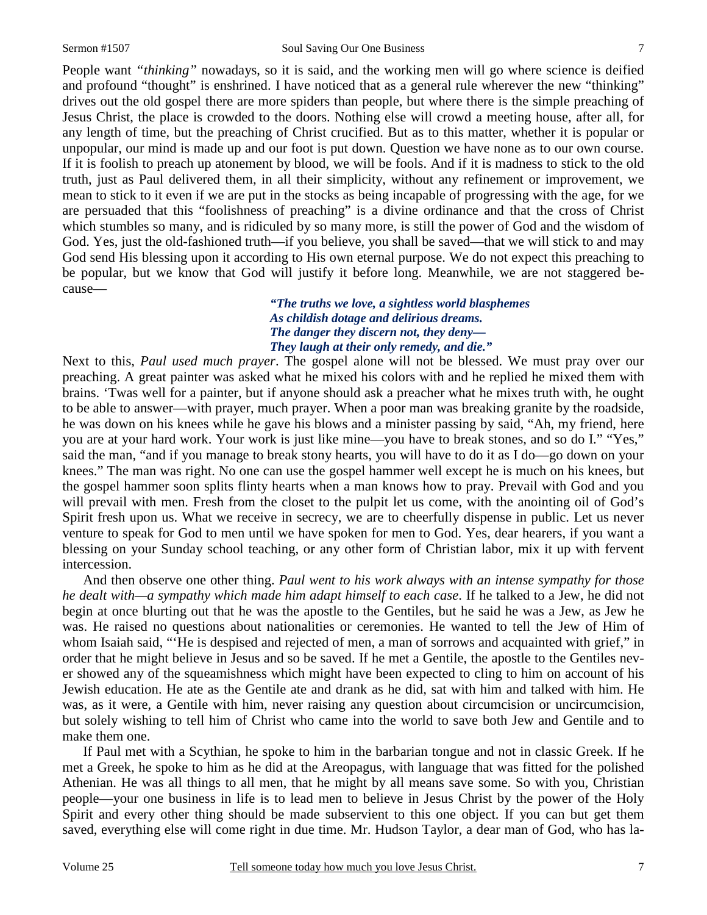People want *"thinking"* nowadays, so it is said, and the working men will go where science is deified and profound "thought" is enshrined. I have noticed that as a general rule wherever the new "thinking" drives out the old gospel there are more spiders than people, but where there is the simple preaching of Jesus Christ, the place is crowded to the doors. Nothing else will crowd a meeting house, after all, for any length of time, but the preaching of Christ crucified. But as to this matter, whether it is popular or unpopular, our mind is made up and our foot is put down. Question we have none as to our own course. If it is foolish to preach up atonement by blood, we will be fools. And if it is madness to stick to the old truth, just as Paul delivered them, in all their simplicity, without any refinement or improvement, we mean to stick to it even if we are put in the stocks as being incapable of progressing with the age, for we are persuaded that this "foolishness of preaching" is a divine ordinance and that the cross of Christ which stumbles so many, and is ridiculed by so many more, is still the power of God and the wisdom of God. Yes, just the old-fashioned truth—if you believe, you shall be saved—that we will stick to and may God send His blessing upon it according to His own eternal purpose. We do not expect this preaching to be popular, but we know that God will justify it before long. Meanwhile, we are not staggered because—

> ***"The truths we love, a sightless world blasphemes***
> ***As childish dotage and delirious dreams.***
> ***The danger they discern not, they deny—***
> ***They laugh at their only remedy, and die."***

Next to this, *Paul used much prayer*. The gospel alone will not be blessed. We must pray over our preaching. A great painter was asked what he mixed his colors with and he replied he mixed them with brains. 'Twas well for a painter, but if anyone should ask a preacher what he mixes truth with, he ought to be able to answer—with prayer, much prayer. When a poor man was breaking granite by the roadside, he was down on his knees while he gave his blows and a minister passing by said, "Ah, my friend, here you are at your hard work. Your work is just like mine—you have to break stones, and so do I." "Yes," said the man, "and if you manage to break stony hearts, you will have to do it as I do—go down on your knees." The man was right. No one can use the gospel hammer well except he is much on his knees, but the gospel hammer soon splits flinty hearts when a man knows how to pray. Prevail with God and you will prevail with men. Fresh from the closet to the pulpit let us come, with the anointing oil of God's Spirit fresh upon us. What we receive in secrecy, we are to cheerfully dispense in public. Let us never venture to speak for God to men until we have spoken for men to God. Yes, dear hearers, if you want a blessing on your Sunday school teaching, or any other form of Christian labor, mix it up with fervent intercession.

And then observe one other thing. *Paul went to his work always with an intense sympathy for those he dealt with—a sympathy which made him adapt himself to each case*. If he talked to a Jew, he did not begin at once blurting out that he was the apostle to the Gentiles, but he said he was a Jew, as Jew he was. He raised no questions about nationalities or ceremonies. He wanted to tell the Jew of Him of whom Isaiah said, "'He is despised and rejected of men, a man of sorrows and acquainted with grief," in order that he might believe in Jesus and so be saved. If he met a Gentile, the apostle to the Gentiles never showed any of the squeamishness which might have been expected to cling to him on account of his Jewish education. He ate as the Gentile ate and drank as he did, sat with him and talked with him. He was, as it were, a Gentile with him, never raising any question about circumcision or uncircumcision, but solely wishing to tell him of Christ who came into the world to save both Jew and Gentile and to make them one.

If Paul met with a Scythian, he spoke to him in the barbarian tongue and not in classic Greek. If he met a Greek, he spoke to him as he did at the Areopagus, with language that was fitted for the polished Athenian. He was all things to all men, that he might by all means save some. So with you, Christian people—your one business in life is to lead men to believe in Jesus Christ by the power of the Holy Spirit and every other thing should be made subservient to this one object. If you can but get them saved, everything else will come right in due time. Mr. Hudson Taylor, a dear man of God, who has la-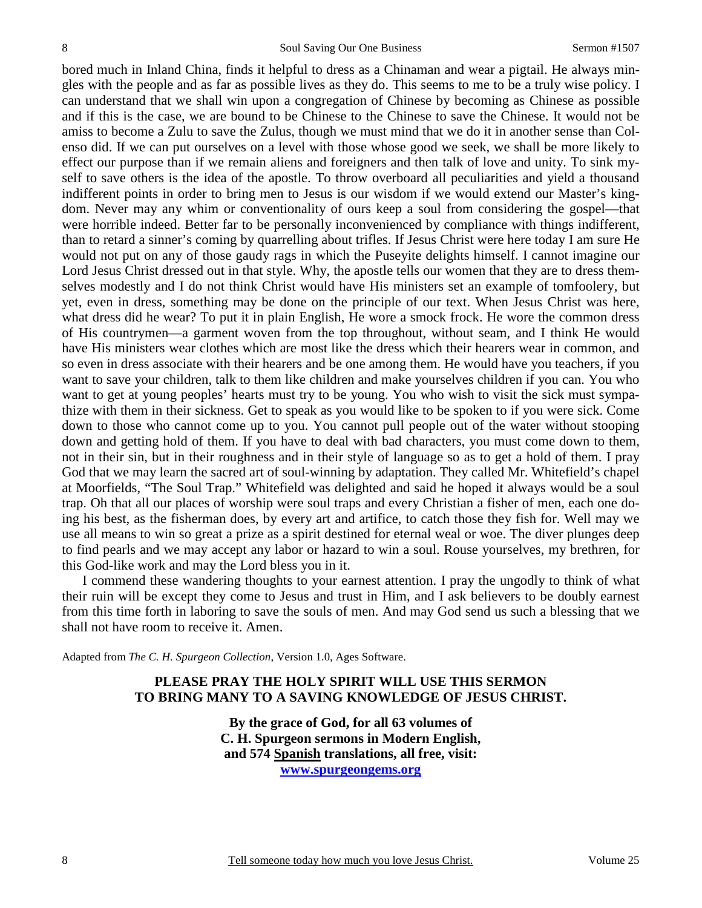bored much in Inland China, finds it helpful to dress as a Chinaman and wear a pigtail. He always mingles with the people and as far as possible lives as they do. This seems to me to be a truly wise policy. I can understand that we shall win upon a congregation of Chinese by becoming as Chinese as possible and if this is the case, we are bound to be Chinese to the Chinese to save the Chinese. It would not be amiss to become a Zulu to save the Zulus, though we must mind that we do it in another sense than Colenso did. If we can put ourselves on a level with those whose good we seek, we shall be more likely to effect our purpose than if we remain aliens and foreigners and then talk of love and unity. To sink myself to save others is the idea of the apostle. To throw overboard all peculiarities and yield a thousand indifferent points in order to bring men to Jesus is our wisdom if we would extend our Master's kingdom. Never may any whim or conventionality of ours keep a soul from considering the gospel—that were horrible indeed. Better far to be personally inconvenienced by compliance with things indifferent, than to retard a sinner's coming by quarrelling about trifles. If Jesus Christ were here today I am sure He would not put on any of those gaudy rags in which the Puseyite delights himself. I cannot imagine our Lord Jesus Christ dressed out in that style. Why, the apostle tells our women that they are to dress themselves modestly and I do not think Christ would have His ministers set an example of tomfoolery, but yet, even in dress, something may be done on the principle of our text. When Jesus Christ was here, what dress did he wear? To put it in plain English, He wore a smock frock. He wore the common dress of His countrymen—a garment woven from the top throughout, without seam, and I think He would have His ministers wear clothes which are most like the dress which their hearers wear in common, and so even in dress associate with their hearers and be one among them. He would have you teachers, if you want to save your children, talk to them like children and make yourselves children if you can. You who want to get at young peoples' hearts must try to be young. You who wish to visit the sick must sympathize with them in their sickness. Get to speak as you would like to be spoken to if you were sick. Come down to those who cannot come up to you. You cannot pull people out of the water without stooping down and getting hold of them. If you have to deal with bad characters, you must come down to them, not in their sin, but in their roughness and in their style of language so as to get a hold of them. I pray God that we may learn the sacred art of soul-winning by adaptation. They called Mr. Whitefield's chapel at Moorfields, "The Soul Trap." Whitefield was delighted and said he hoped it always would be a soul trap. Oh that all our places of worship were soul traps and every Christian a fisher of men, each one doing his best, as the fisherman does, by every art and artifice, to catch those they fish for. Well may we use all means to win so great a prize as a spirit destined for eternal weal or woe. The diver plunges deep to find pearls and we may accept any labor or hazard to win a soul. Rouse yourselves, my brethren, for this God-like work and may the Lord bless you in it.

I commend these wandering thoughts to your earnest attention. I pray the ungodly to think of what their ruin will be except they come to Jesus and trust in Him, and I ask believers to be doubly earnest from this time forth in laboring to save the souls of men. And may God send us such a blessing that we shall not have room to receive it. Amen.

Adapted from *The C. H. Spurgeon Collection*, Version 1.0, Ages Software.

**PLEASE PRAY THE HOLY SPIRIT WILL USE THIS SERMON TO BRING MANY TO A SAVING KNOWLEDGE OF JESUS CHRIST.**

**By the grace of God, for all 63 volumes of C. H. Spurgeon sermons in Modern English, and 574 Spanish translations, all free, visit: www.spurgeongems.org**